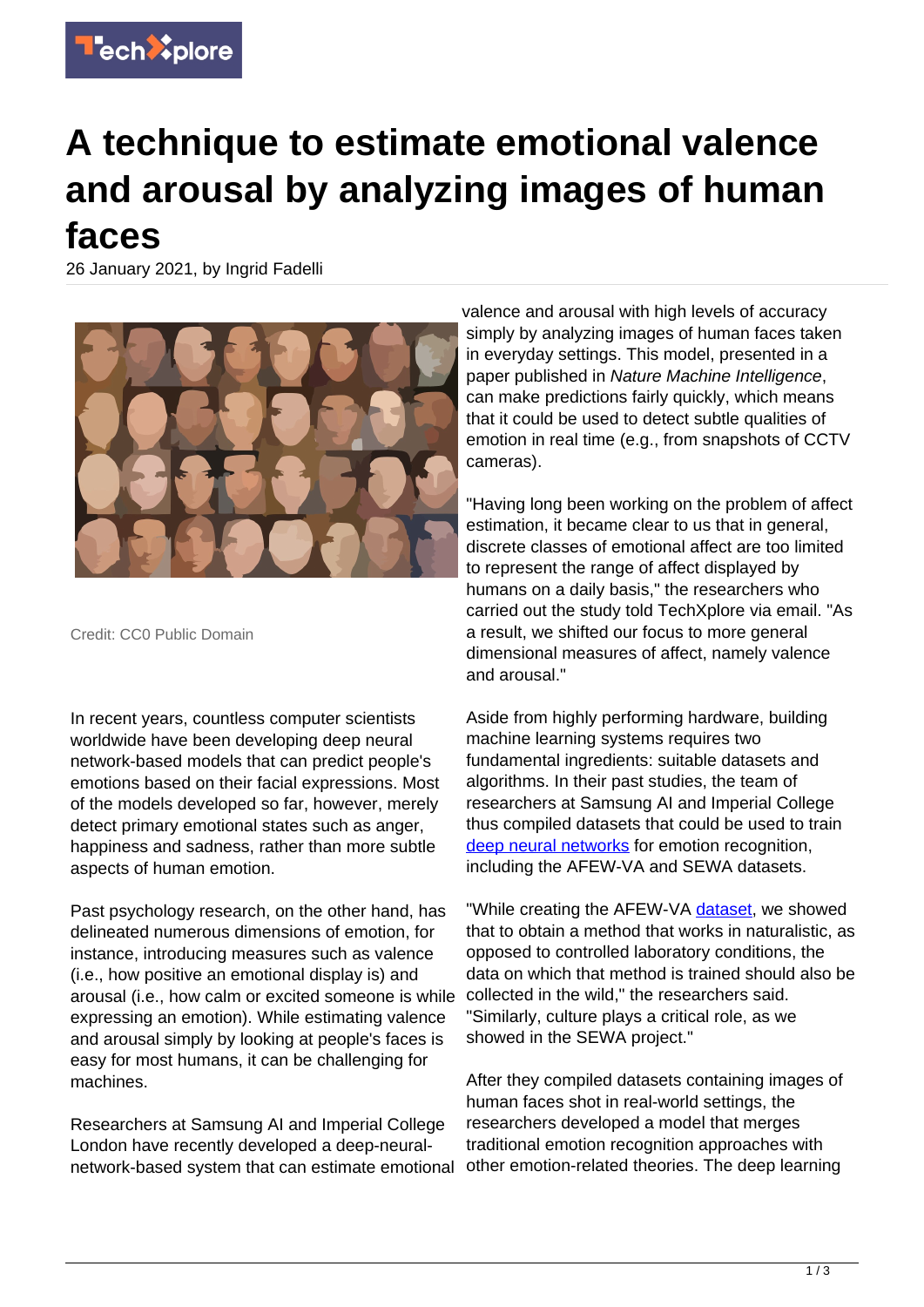# A technique to estimate emotional valence and arousal by analyzing images of human faces

26 January 2021, by Ingrid Fadelli

Credit: CC0 Public Domain

In recent years, countless computer scientists worldwide have been developing deep neural network-based models that can predict people's emotions based on their facial expressions. Most of the models developed so far, however, merely detect primary emotional states such as anger, happiness and sadness, rather than more subtle aspects of human emotion.

Past psychology research, on the other hand, has delineated numerous dimensions of emotion, for instance, introducing measures such as valence (i.e., how positive an emotional display is) and arousal (i.e., how calm or excited someone is while expressing an emotion). While estimating valence and arousal simply by looking at people's faces is easy for most humans, it can be challenging for machines.

Researchers at Samsung AI and Imperial College London have recently developed a deep-neural-network-based system that can estimate emotional valence and arousal with high levels of accuracy simply by analyzing images of human faces taken in everyday settings. This model, presented in a paper published in *Nature Machine Intelligence*, can make predictions fairly quickly, which means that it could be used to detect subtle qualities of emotion in real time (e.g., from snapshots of CCTV cameras).

"Having long been working on the problem of affect estimation, it became clear to us that in general, discrete classes of emotional affect are too limited to represent the range of affect displayed by humans on a daily basis," the researchers who carried out the study told TechXplore via email. "As a result, we shifted our focus to more general dimensional measures of affect, namely valence and arousal."

Aside from highly performing hardware, building machine learning systems requires two fundamental ingredients: suitable datasets and algorithms. In their past studies, the team of researchers at Samsung AI and Imperial College thus compiled datasets that could be used to train deep neural networks for emotion recognition, including the AFEW-VA and SEWA datasets.

"While creating the AFEW-VA dataset, we showed that to obtain a method that works in naturalistic, as opposed to controlled laboratory conditions, the data on which that method is trained should also be collected in the wild," the researchers said. "Similarly, culture plays a critical role, as we showed in the SEWA project."

After they compiled datasets containing images of human faces shot in real-world settings, the researchers developed a model that merges traditional emotion recognition approaches with other emotion-related theories. The deep learning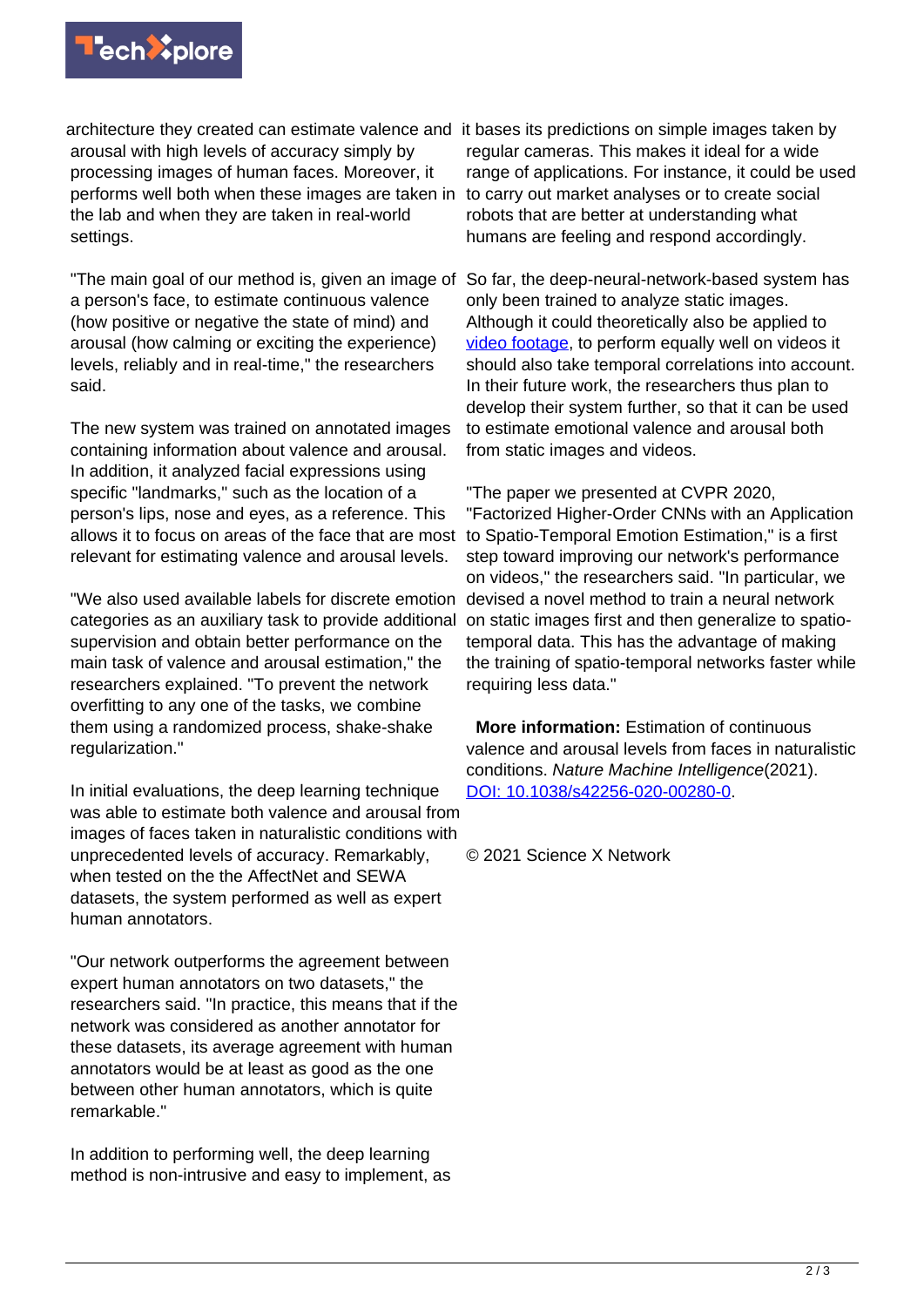architecture they created can estimate valence and arousal with high levels of accuracy simply by processing images of human faces. Moreover, it performs well both when these images are taken in the lab and when they are taken in real-world settings.

"The main goal of our method is, given an image of a person's face, to estimate continuous valence (how positive or negative the state of mind) and arousal (how calming or exciting the experience) levels, reliably and in real-time," the researchers said.

The new system was trained on annotated images containing information about valence and arousal. In addition, it analyzed facial expressions using specific "landmarks," such as the location of a person's lips, nose and eyes, as a reference. This allows it to focus on areas of the face that are most relevant for estimating valence and arousal levels.

"We also used available labels for discrete emotion categories as an auxiliary task to provide additional supervision and obtain better performance on the main task of valence and arousal estimation," the researchers explained. "To prevent the network overfitting to any one of the tasks, we combine them using a randomized process, shake-shake regularization."

In initial evaluations, the deep learning technique was able to estimate both valence and arousal from images of faces taken in naturalistic conditions with unprecedented levels of accuracy. Remarkably, when tested on the the AffectNet and SEWA datasets, the system performed as well as expert human annotators.

"Our network outperforms the agreement between expert human annotators on two datasets," the researchers said. "In practice, this means that if the network was considered as another annotator for these datasets, its average agreement with human annotators would be at least as good as the one between other human annotators, which is quite remarkable."

In addition to performing well, the deep learning method is non-intrusive and easy to implement, as it bases its predictions on simple images taken by regular cameras. This makes it ideal for a wide range of applications. For instance, it could be used to carry out market analyses or to create social robots that are better at understanding what humans are feeling and respond accordingly.

So far, the deep-neural-network-based system has only been trained to analyze static images. Although it could theoretically also be applied to video footage, to perform equally well on videos it should also take temporal correlations into account. In their future work, the researchers thus plan to develop their system further, so that it can be used to estimate emotional valence and arousal both from static images and videos.

"The paper we presented at CVPR 2020, "Factorized Higher-Order CNNs with an Application to Spatio-Temporal Emotion Estimation," is a first step toward improving our network's performance on videos," the researchers said. "In particular, we devised a novel method to train a neural network on static images first and then generalize to spatio-temporal data. This has the advantage of making the training of spatio-temporal networks faster while requiring less data."

**More information:** Estimation of continuous valence and arousal levels from faces in naturalistic conditions. *Nature Machine Intelligence*(2021). DOI: 10.1038/s42256-020-00280-0.

© 2021 Science X Network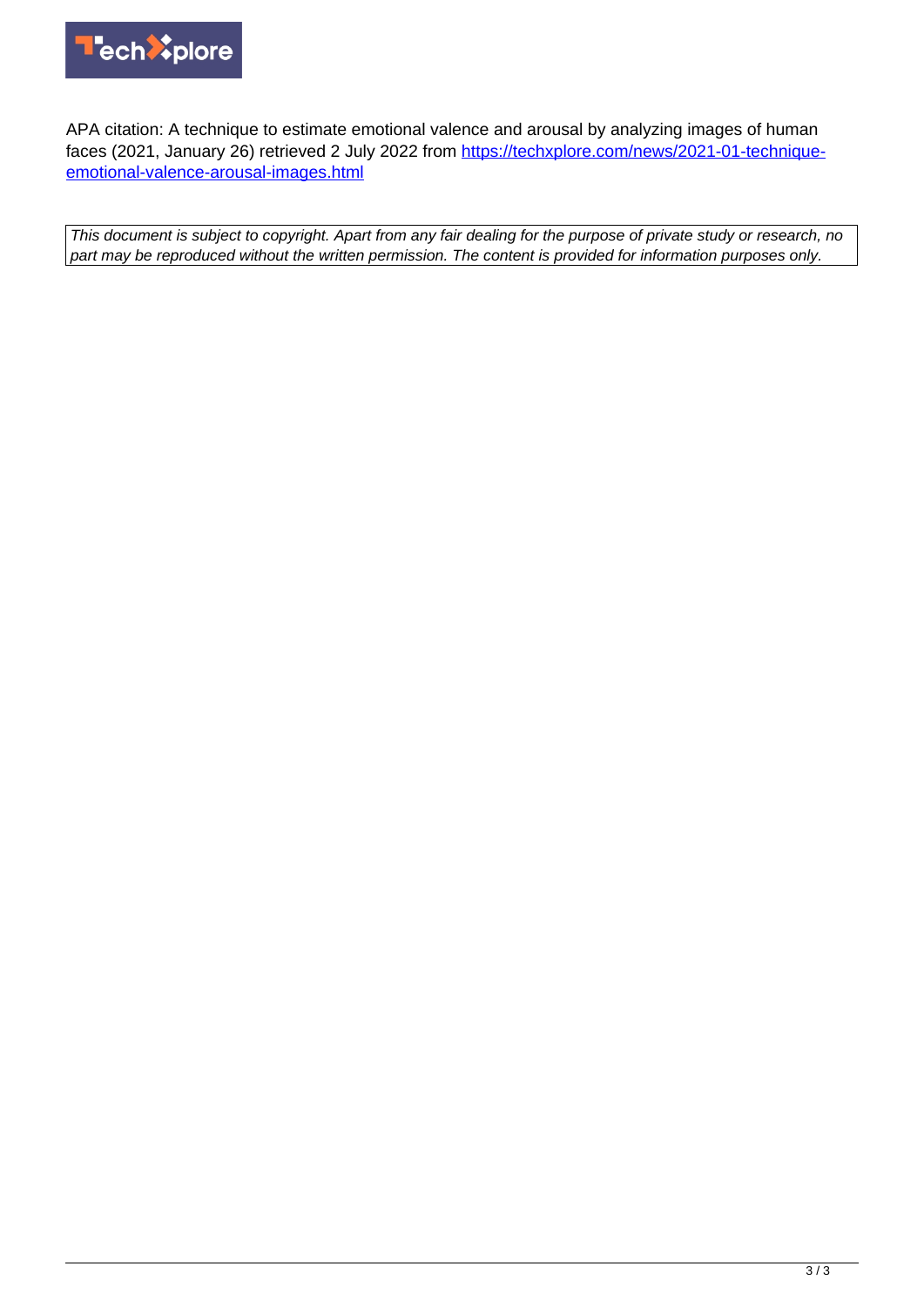APA citation: A technique to estimate emotional valence and arousal by analyzing images of human faces (2021, January 26) retrieved 2 July 2022 from https://techxplore.com/news/2021-01-technique-emotional-valence-arousal-images.html

*This document is subject to copyright. Apart from any fair dealing for the purpose of private study or research, no part may be reproduced without the written permission. The content is provided for information purposes only.*